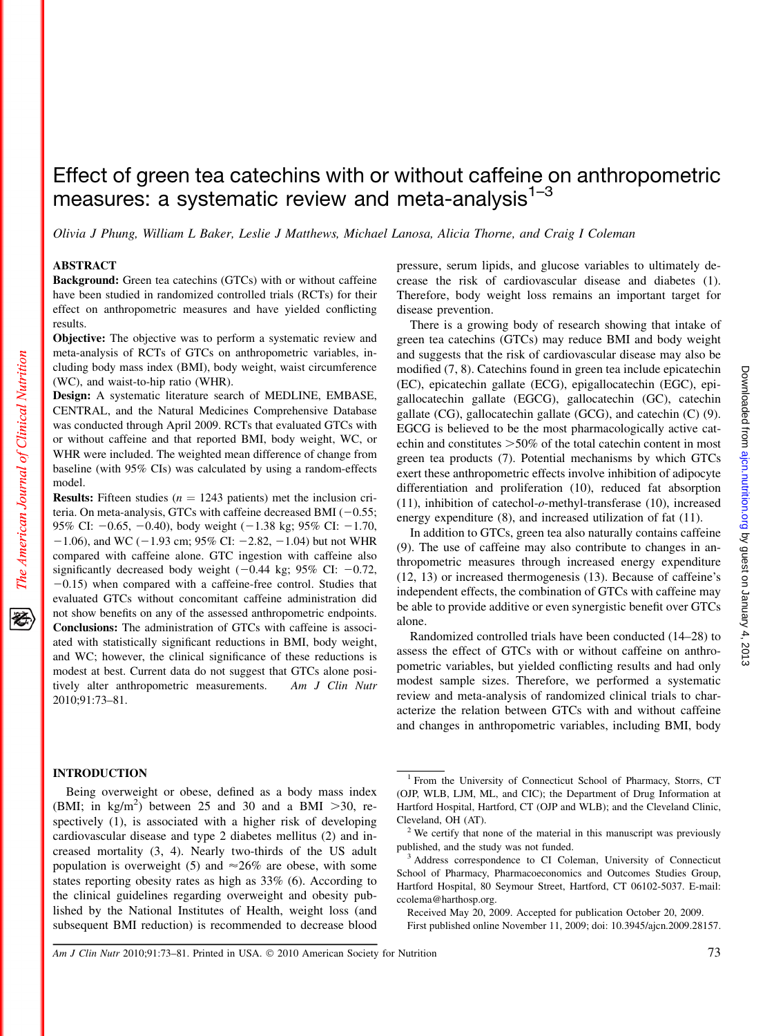# Effect of green tea catechins with or without caffeine on anthropometric measures: a systematic review and meta-analysis[1–3]

*Olivia J Phung, William L Baker, Leslie J Matthews, Michael Lanosa, Alicia Thorne, and Craig I Coleman*

## ABSTRACT

**Background:** Green tea catechins (GTCs) with or without caffeine have been studied in randomized controlled trials (RCTs) for their effect on anthropometric measures and have yielded conflicting results.

**Objective:** The objective was to perform a systematic review and meta-analysis of RCTs of GTCs on anthropometric variables, including body mass index (BMI), body weight, waist circumference (WC), and waist-to-hip ratio (WHR).

**Design:** A systematic literature search of MEDLINE, EMBASE, CENTRAL, and the Natural Medicines Comprehensive Database was conducted through April 2009. RCTs that evaluated GTCs with or without caffeine and that reported BMI, body weight, WC, or WHR were included. The weighted mean difference of change from baseline (with 95% CIs) was calculated by using a random-effects model.

**Results:** Fifteen studies ($n$ = 1243 patients) met the inclusion criteria. On meta-analysis, GTCs with caffeine decreased BMI (−0.55; 95% CI: −0.65, −0.40), body weight (−1.38 kg; 95% CI: −1.70, −1.06), and WC (−1.93 cm; 95% CI: −2.82, −1.04) but not WHR compared with caffeine alone. GTC ingestion with caffeine also significantly decreased body weight (−0.44 kg; 95% CI: −0.72, −0.15) when compared with a caffeine-free control. Studies that evaluated GTCs without concomitant caffeine administration did not show benefits on any of the assessed anthropometric endpoints.

**Conclusions:** The administration of GTCs with caffeine is associated with statistically significant reductions in BMI, body weight, and WC; however, the clinical significance of these reductions is modest at best. Current data do not suggest that GTCs alone positively alter anthropometric measurements. *Am J Clin Nutr* 2010;91:73–81.

## INTRODUCTION

Being overweight or obese, defined as a body mass index (BMI; in kg/m$^2$) between 25 and 30 and a BMI >30, respectively (1), is associated with a higher risk of developing cardiovascular disease and type 2 diabetes mellitus (2) and increased mortality (3, 4). Nearly two-thirds of the US adult population is overweight (5) and ≈26% are obese, with some states reporting obesity rates as high as 33% (6). According to the clinical guidelines regarding overweight and obesity published by the National Institutes of Health, weight loss (and subsequent BMI reduction) is recommended to decrease blood pressure, serum lipids, and glucose variables to ultimately decrease the risk of cardiovascular disease and diabetes (1). Therefore, body weight loss remains an important target for disease prevention.

There is a growing body of research showing that intake of green tea catechins (GTCs) may reduce BMI and body weight and suggests that the risk of cardiovascular disease may also be modified (7, 8). Catechins found in green tea include epicatechin (EC), epicatechin gallate (ECG), epigallocatechin (EGC), epigallocatechin gallate (EGCG), gallocatechin (GC), catechin gallate (CG), gallocatechin gallate (GCG), and catechin (C) (9). EGCG is believed to be the most pharmacologically active catechin and constitutes >50% of the total catechin content in most green tea products (7). Potential mechanisms by which GTCs exert these anthropometric effects involve inhibition of adipocyte differentiation and proliferation (10), reduced fat absorption (11), inhibition of catechol-*o*-methyl-transferase (10), increased energy expenditure (8), and increased utilization of fat (11).

In addition to GTCs, green tea also naturally contains caffeine (9). The use of caffeine may also contribute to changes in anthropometric measures through increased energy expenditure (12, 13) or increased thermogenesis (13). Because of caffeine's independent effects, the combination of GTCs with caffeine may be able to provide additive or even synergistic benefit over GTCs alone.

Randomized controlled trials have been conducted (14–28) to assess the effect of GTCs with or without caffeine on anthropometric variables, but yielded conflicting results and had only modest sample sizes. Therefore, we performed a systematic review and meta-analysis of randomized clinical trials to characterize the relation between GTCs with and without caffeine and changes in anthropometric variables, including BMI, body

---

[1] From the University of Connecticut School of Pharmacy, Storrs, CT (OJP, WLB, LJM, ML, and CIC); the Department of Drug Information at Hartford Hospital, Hartford, CT (OJP and WLB); and the Cleveland Clinic, Cleveland, OH (AT).

[2] We certify that none of the material in this manuscript was previously published, and the study was not funded.

[3] Address correspondence to CI Coleman, University of Connecticut School of Pharmacy, Pharmacoeconomics and Outcomes Studies Group, Hartford Hospital, 80 Seymour Street, Hartford, CT 06102-5037. E-mail: ccolema@harthosp.org.

Received May 20, 2009. Accepted for publication October 20, 2009.

First published online November 11, 2009; doi: 10.3945/ajcn.2009.28157.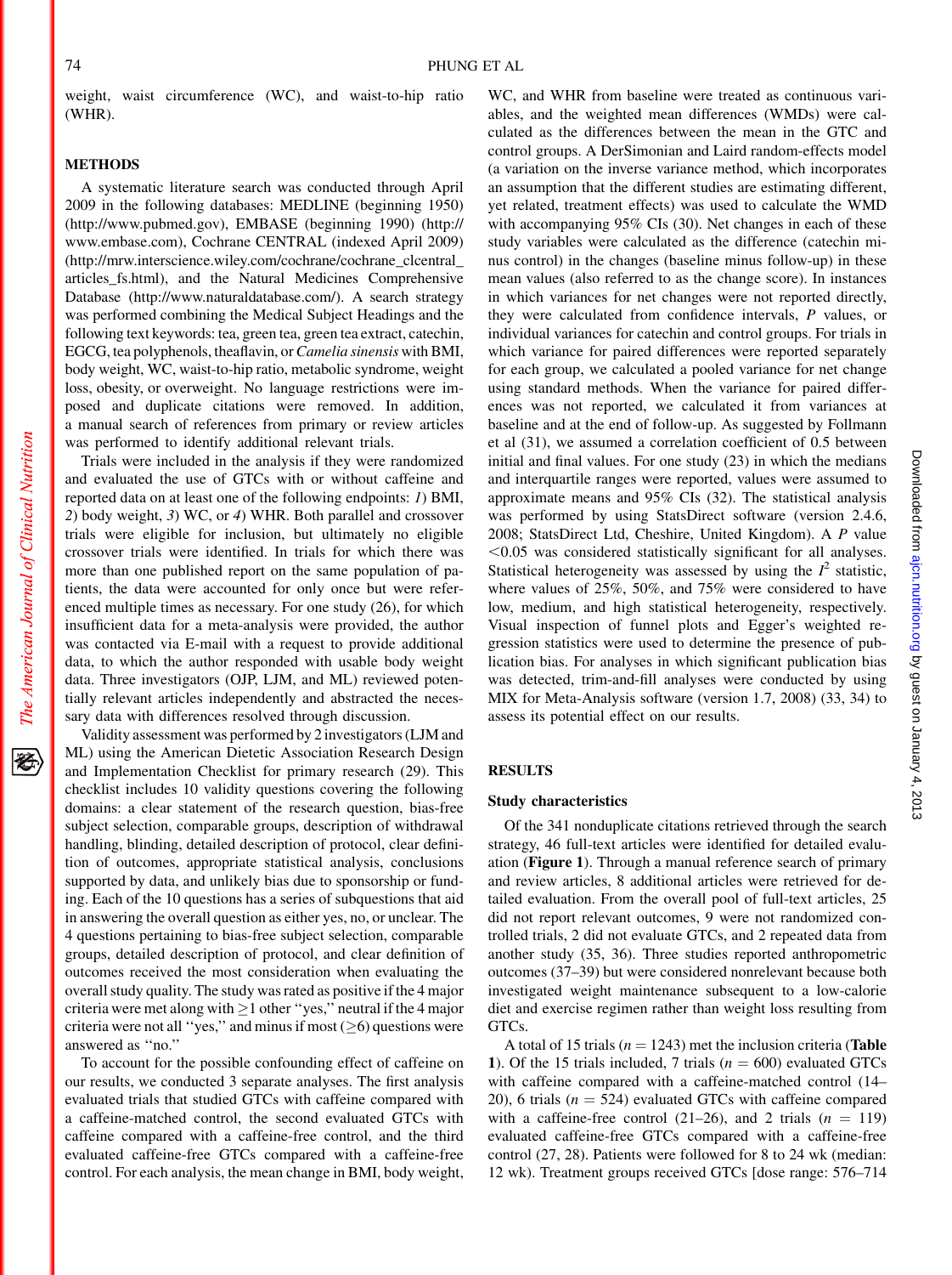weight, waist circumference (WC), and waist-to-hip ratio (WHR).

## METHODS

A systematic literature search was conducted through April 2009 in the following databases: MEDLINE (beginning 1950) (http://www.pubmed.gov), EMBASE (beginning 1990) (http://www.embase.com), Cochrane CENTRAL (indexed April 2009) (http://mrw.interscience.wiley.com/cochrane/cochrane_clcentral_articles_fs.html), and the Natural Medicines Comprehensive Database (http://www.naturaldatabase.com/). A search strategy was performed combining the Medical Subject Headings and the following text keywords: tea, green tea, green tea extract, catechin, EGCG, tea polyphenols, theaflavin, or *Camelia sinensis* with BMI, body weight, WC, waist-to-hip ratio, metabolic syndrome, weight loss, obesity, or overweight. No language restrictions were imposed and duplicate citations were removed. In addition, a manual search of references from primary or review articles was performed to identify additional relevant trials.

Trials were included in the analysis if they were randomized and evaluated the use of GTCs with or without caffeine and reported data on at least one of the following endpoints: *1*) BMI, *2*) body weight, *3*) WC, or *4*) WHR. Both parallel and crossover trials were eligible for inclusion, but ultimately no eligible crossover trials were identified. In trials for which there was more than one published report on the same population of patients, the data were accounted for only once but were referenced multiple times as necessary. For one study (26), for which insufficient data for a meta-analysis were provided, the author was contacted via E-mail with a request to provide additional data, to which the author responded with usable body weight data. Three investigators (OJP, LJM, and ML) reviewed potentially relevant articles independently and abstracted the necessary data with differences resolved through discussion.

Validity assessment was performed by 2 investigators (LJM and ML) using the American Dietetic Association Research Design and Implementation Checklist for primary research (29). This checklist includes 10 validity questions covering the following domains: a clear statement of the research question, bias-free subject selection, comparable groups, description of withdrawal handling, blinding, detailed description of protocol, clear definition of outcomes, appropriate statistical analysis, conclusions supported by data, and unlikely bias due to sponsorship or funding. Each of the 10 questions has a series of subquestions that aid in answering the overall question as either yes, no, or unclear. The 4 questions pertaining to bias-free subject selection, comparable groups, detailed description of protocol, and clear definition of outcomes received the most consideration when evaluating the overall study quality. The study was rated as positive if the 4 major criteria were met along with $\geq$1 other "yes," neutral if the 4 major criteria were not all "yes," and minus if most ($\geq$6) questions were answered as "no."

To account for the possible confounding effect of caffeine on our results, we conducted 3 separate analyses. The first analysis evaluated trials that studied GTCs with caffeine compared with a caffeine-matched control, the second evaluated GTCs with caffeine compared with a caffeine-free control, and the third evaluated caffeine-free GTCs compared with a caffeine-free control. For each analysis, the mean change in BMI, body weight, WC, and WHR from baseline were treated as continuous variables, and the weighted mean differences (WMDs) were calculated as the differences between the mean in the GTC and control groups. A DerSimonian and Laird random-effects model (a variation on the inverse variance method, which incorporates an assumption that the different studies are estimating different, yet related, treatment effects) was used to calculate the WMD with accompanying 95% CIs (30). Net changes in each of these study variables were calculated as the difference (catechin minus control) in the changes (baseline minus follow-up) in these mean values (also referred to as the change score). In instances in which variances for net changes were not reported directly, they were calculated from confidence intervals, *P* values, or individual variances for catechin and control groups. For trials in which variance for paired differences were reported separately for each group, we calculated a pooled variance for net change using standard methods. When the variance for paired differences was not reported, we calculated it from variances at baseline and at the end of follow-up. As suggested by Follmann et al (31), we assumed a correlation coefficient of 0.5 between initial and final values. For one study (23) in which the medians and interquartile ranges were reported, values were assumed to approximate means and 95% CIs (32). The statistical analysis was performed by using StatsDirect software (version 2.4.6, 2008; StatsDirect Ltd, Cheshire, United Kingdom). A *P* value $<$0.05 was considered statistically significant for all analyses. Statistical heterogeneity was assessed by using the $I^2$ statistic, where values of 25%, 50%, and 75% were considered to have low, medium, and high statistical heterogeneity, respectively. Visual inspection of funnel plots and Egger's weighted regression statistics were used to determine the presence of publication bias. For analyses in which significant publication bias was detected, trim-and-fill analyses were conducted by using MIX for Meta-Analysis software (version 1.7, 2008) (33, 34) to assess its potential effect on our results.

## RESULTS

### Study characteristics

Of the 341 nonduplicate citations retrieved through the search strategy, 46 full-text articles were identified for detailed evaluation (**Figure 1**). Through a manual reference search of primary and review articles, 8 additional articles were retrieved for detailed evaluation. From the overall pool of full-text articles, 25 did not report relevant outcomes, 9 were not randomized controlled trials, 2 did not evaluate GTCs, and 2 repeated data from another study (35, 36). Three studies reported anthropometric outcomes (37–39) but were considered nonrelevant because both investigated weight maintenance subsequent to a low-calorie diet and exercise regimen rather than weight loss resulting from GTCs.

A total of 15 trials ($n$ = 1243) met the inclusion criteria (**Table 1**). Of the 15 trials included, 7 trials ($n$ = 600) evaluated GTCs with caffeine compared with a caffeine-matched control (14–20), 6 trials ($n$ = 524) evaluated GTCs with caffeine compared with a caffeine-free control (21–26), and 2 trials ($n$ = 119) evaluated caffeine-free GTCs compared with a caffeine-free control (27, 28). Patients were followed for 8 to 24 wk (median: 12 wk). Treatment groups received GTCs [dose range: 576–714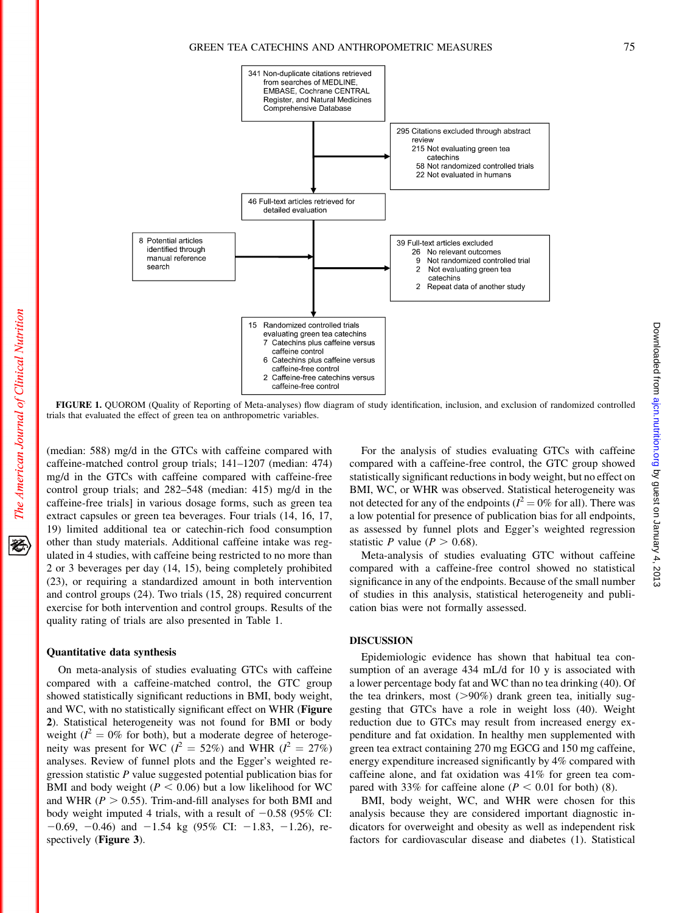341 Non-duplicate citations retrieved from searches of MEDLINE, EMBASE, Cochrane CENTRAL Register, and Natural Medicines Comprehensive Database

295 Citations excluded through abstract review
- 215 Not evaluating green tea catechins
- 58 Not randomized controlled trials
- 22 Not evaluated in humans

46 Full-text articles retrieved for detailed evaluation

8 Potential articles identified through manual reference search

39 Full-text articles excluded
- 26 No relevant outcomes
- 9 Not randomized controlled trial
- 2 Not evaluating green tea catechins
- 2 Repeat data of another study

15 Randomized controlled trials evaluating green tea catechins
- 7 Catechins plus caffeine versus caffeine control
- 6 Catechins plus caffeine versus caffeine-free control
- 2 Caffeine-free catechins versus caffeine-free control

**FIGURE 1.** QUOROM (Quality of Reporting of Meta-analyses) flow diagram of study identification, inclusion, and exclusion of randomized controlled trials that evaluated the effect of green tea on anthropometric variables.

(median: 588) mg/d in the GTCs with caffeine compared with caffeine-matched control group trials; 141–1207 (median: 474) mg/d in the GTCs with caffeine compared with caffeine-free control group trials; and 282–548 (median: 415) mg/d in the caffeine-free trials] in various dosage forms, such as green tea extract capsules or green tea beverages. Four trials (14, 16, 17, 19) limited additional tea or catechin-rich food consumption other than study materials. Additional caffeine intake was regulated in 4 studies, with caffeine being restricted to no more than 2 or 3 beverages per day (14, 15), being completely prohibited (23), or requiring a standardized amount in both intervention and control groups (24). Two trials (15, 28) required concurrent exercise for both intervention and control groups. Results of the quality rating of trials are also presented in Table 1.

### Quantitative data synthesis

On meta-analysis of studies evaluating GTCs with caffeine compared with a caffeine-matched control, the GTC group showed statistically significant reductions in BMI, body weight, and WC, with no statistically significant effect on WHR (**Figure 2**). Statistical heterogeneity was not found for BMI or body weight ($I^2 = 0\%$ for both), but a moderate degree of heterogeneity was present for WC ($I^2 = 52\%$) and WHR ($I^2 = 27\%$) analyses. Review of funnel plots and the Egger's weighted regression statistic $P$ value suggested potential publication bias for BMI and body weight ($P < 0.06$) but a low likelihood for WC and WHR ($P > 0.55$). Trim-and-fill analyses for both BMI and body weight imputed 4 trials, with a result of −0.58 (95% CI: −0.69, −0.46) and −1.54 kg (95% CI: −1.83, −1.26), respectively (**Figure 3**).

For the analysis of studies evaluating GTCs with caffeine compared with a caffeine-free control, the GTC group showed statistically significant reductions in body weight, but no effect on BMI, WC, or WHR was observed. Statistical heterogeneity was not detected for any of the endpoints ($I^2 = 0\%$ for all). There was a low potential for presence of publication bias for all endpoints, as assessed by funnel plots and Egger's weighted regression statistic $P$ value ($P > 0.68$).

Meta-analysis of studies evaluating GTC without caffeine compared with a caffeine-free control showed no statistical significance in any of the endpoints. Because of the small number of studies in this analysis, statistical heterogeneity and publication bias were not formally assessed.

## DISCUSSION

Epidemiologic evidence has shown that habitual tea consumption of an average 434 mL/d for 10 y is associated with a lower percentage body fat and WC than no tea drinking (40). Of the tea drinkers, most (>90%) drank green tea, initially suggesting that GTCs have a role in weight loss (40). Weight reduction due to GTCs may result from increased energy expenditure and fat oxidation. In healthy men supplemented with green tea extract containing 270 mg EGCG and 150 mg caffeine, energy expenditure increased significantly by 4% compared with caffeine alone, and fat oxidation was 41% for green tea compared with 33% for caffeine alone ($P < 0.01$ for both) (8).

BMI, body weight, WC, and WHR were chosen for this analysis because they are considered important diagnostic indicators for overweight and obesity as well as independent risk factors for cardiovascular disease and diabetes (1). Statistical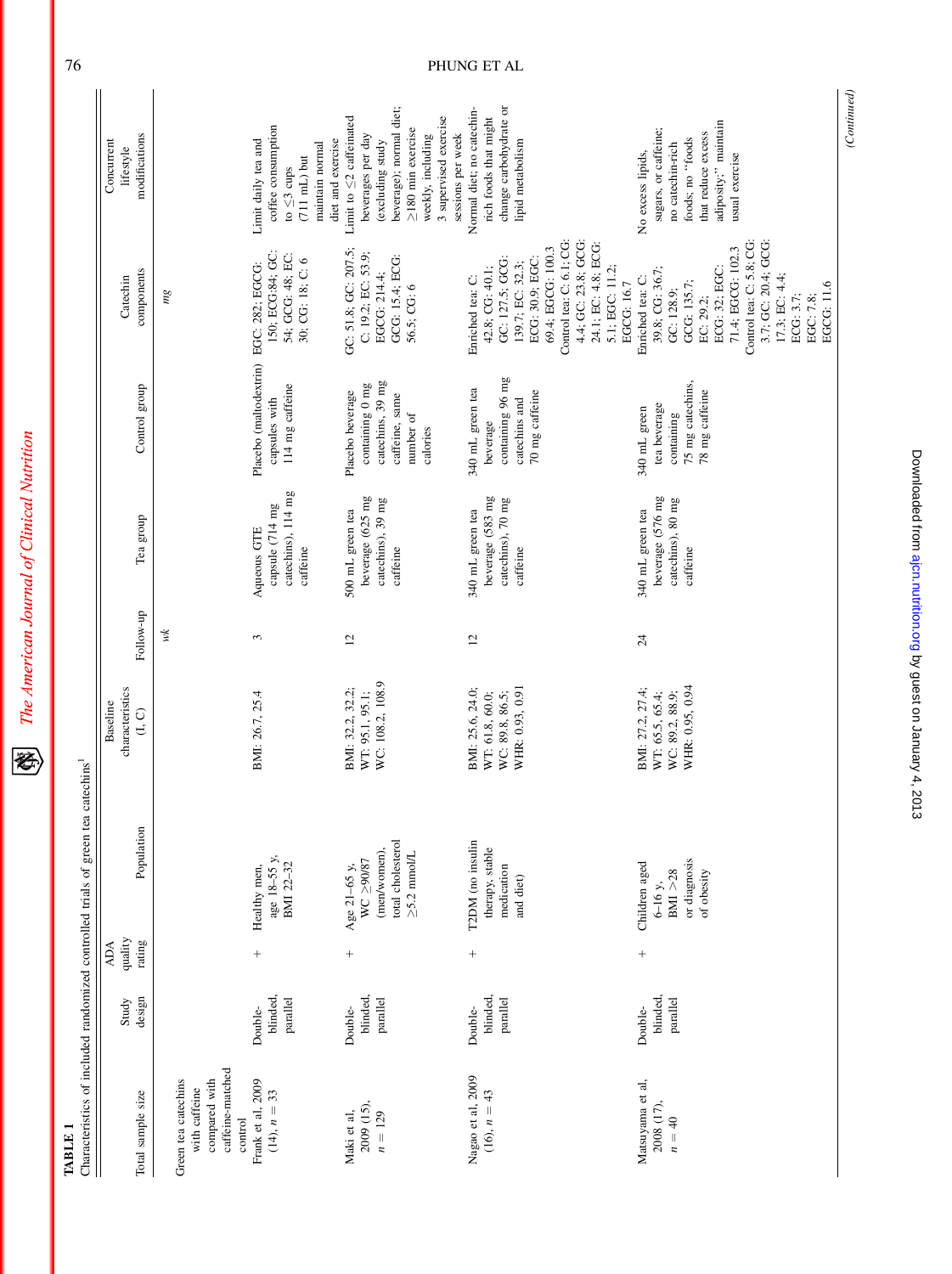**TABLE 1**
Characteristics of included randomized controlled trials of green tea catechins[1]

| Total sample size | Study design | ADA quality rating | Population | Baseline characteristics (I, C) | Follow-up | Tea group | Control group | Catechin components | Concurrent lifestyle modifications |
|---|---|---|---|---|---|---|---|---|---|
| | | | | | *wk* | | | *mg* | |
| Green tea catechins with caffeine compared with caffeine-matched control | | | | | | | | | |
| Frank et al, 2009 (14), n = 33 | Double-blinded, parallel | + | Healthy men, age 18–55 y, BMI 22–32 | BMI: 26.7, 25.4 | 3 | Aqueous GTE capsule (714 mg catechins), 114 mg caffeine | Placebo (maltodextrin) capsules with 114 mg caffeine | EGC: 282; EGCG: 150; ECG:84; GC: 54; GCG: 48; EC: 30; CG: 18; C: 6 | Limit daily tea and coffee consumption to ≤3 cups (711 mL) but maintain normal diet and exercise |
| Maki et al, 2009 (15), n = 129 | Double-blinded, parallel | + | Age 21–65 y, WC ≥90/87 (men/women), total cholesterol ≥5.2 mmol/L | BMI: 32.2, 32.2; WT: 95.1, 95.1; WC: 108.2, 108.9 | 12 | 500 mL green tea beverage (625 mg catechins), 39 mg caffeine | Placebo beverage containing 0 mg catechins, 39 mg caffeine, same number of calories | GC: 51.8; GC: 207.5; C: 19.2; EC: 53.9; EGCG: 214.4; GCG: 15.4; ECG: 56.5; CG: 6 | Limit to ≤2 caffeinated beverages per day (excluding study beverage); normal diet; ≥180 min exercise weekly, including 3 supervised exercise sessions per week |
| Nagao et al, 2009 (16), n = 43 | Double-blinded, parallel | + | T2DM (no insulin therapy, stable medication and diet) | BMI: 25.6, 24.0; WT: 61.8, 60.0; WC: 89.8, 86.5; WHR: 0.93, 0.91 | 12 | 340 mL green tea beverage (583 mg catechins), 70 mg caffeine | 340 mL green tea beverage containing 96 mg catechins and 70 mg caffeine | Enriched tea: C: 42.8; CG: 40.1; GC: 127.5; GCG: 139.7; EC: 32.3; ECG: 30.9; EGC: 69.4; EGCG: 100.3 Control tea: C: 6.1; CG: 4.4; GC: 23.8; GCG: 24.1; EC: 4.8; ECG: 5.1; EGC: 11.2; EGCG: 16.7 | Normal diet; no catechin-rich foods that might change carbohydrate or lipid metabolism |
| Matsuyama et al, 2008 (17), n = 40 | Double-blinded, parallel | + | Children aged 6–16 y, BMI >28 or diagnosis of obesity | BMI: 27.2, 27.4; WT: 65.5, 65.4; WC: 89.2, 88.9; WHR: 0.95, 0.94 | 24 | 340 mL green tea beverage (576 mg catechins), 80 mg caffeine | 340 mL green tea beverage containing 75 mg catechins, 78 mg caffeine | Enriched tea: C: 39.8; CG: 36.7; GC: 128.9; GCG: 135.7; EC: 29.2; ECG: 32; EGC: 71.4; EGCG: 102.3 Control tea: C: 5.8; CG: 3.7; GC: 20.4; GCG: 17.3; EC: 4.4; ECG: 3.7; EGC: 7.8; EGCG: 11.6 | No excess lipids, sugars, or caffeine; no catechin-rich foods; no "foods that reduce excess adiposity;" maintain usual exercise |

*(Continued)*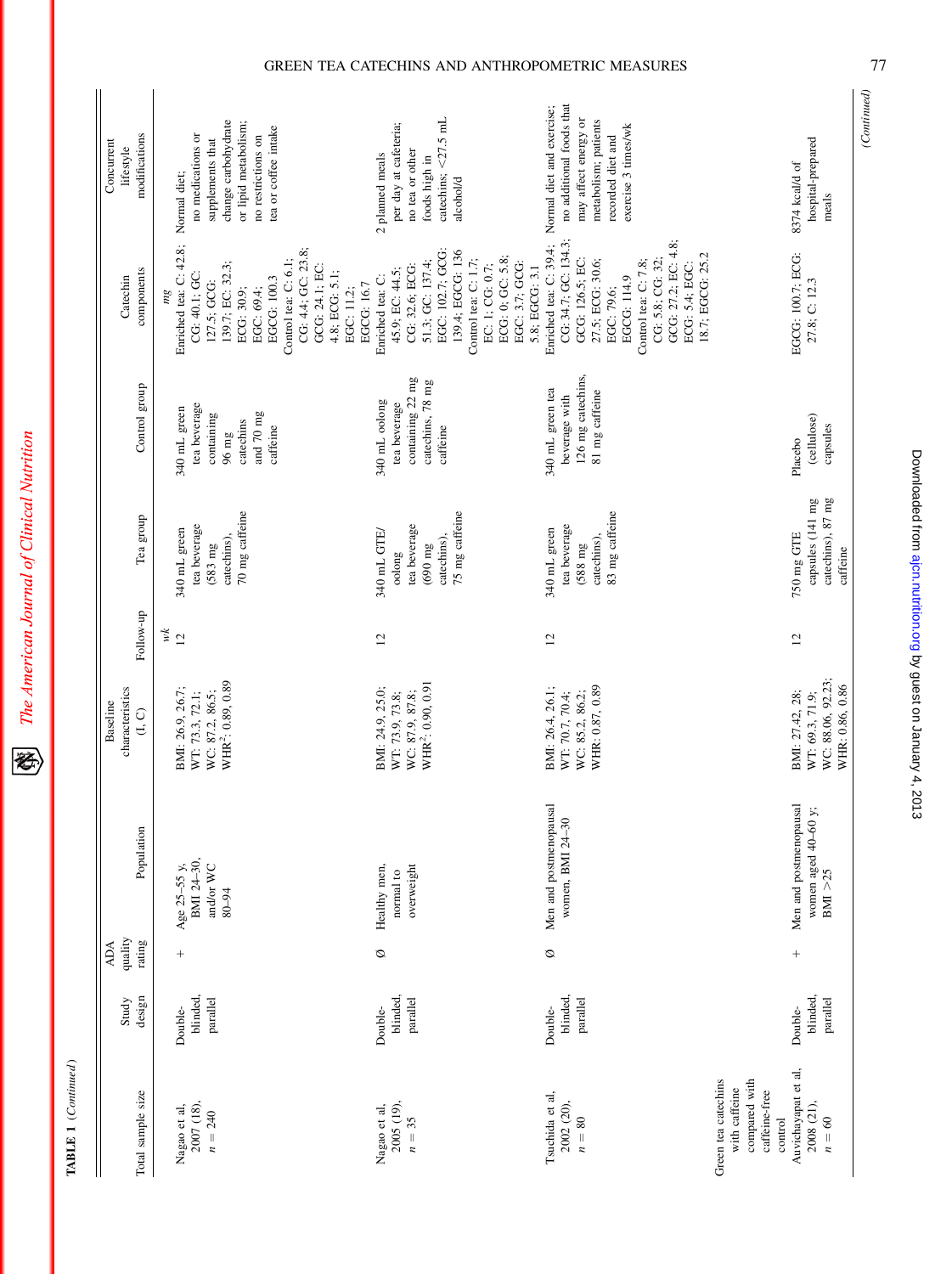TABLE 1 (*Continued*)

| Total sample size | Study design | ADA quality rating | Population | Baseline characteristics (I, C) | Follow-up | Tea group | Control group | Catechin components | Concurrent lifestyle modifications |
|---|---|---|---|---|---|---|---|---|---|
| | | | | | *wk* | | | *mg* | |
| Nagao et al, 2007 (18), *n* = 240 | Double-blinded, parallel | + | Age 25–55 y, BMI 24–30, and/or WC 80–94 | BMI: 26.9, 26.7; WT: 73.3, 72.1; WC: 87.2, 86.5; WHR[2]: 0.89, 0.89 | 12 | 340 mL green tea beverage (583 mg catechins), 70 mg caffeine | 340 mL green tea beverage containing 96 mg catechins and 70 mg caffeine | Enriched tea: C: 42.8; CG: 40.1; GC: 127.5; GCG: 139.7; EC: 32.3; ECG: 30.9; EGC: 69.4; EGCG: 100.3 Control tea: C: 6.1; CG: 4.4; GC: 23.8; GCG: 24.1; EC: 4.8; ECG: 5.1; EGC: 11.2; EGCG: 16.7 | Normal diet; no medications or supplements that change carbohydrate or lipid metabolism; no restrictions on tea or coffee intake |
| Nagao et al, 2005 (19), *n* = 35 | Double-blinded, parallel | Ø | Healthy men, normal to overweight | BMI: 24.9, 25.0; WT: 73.9, 73.8; WC: 87.9, 87.8; WHR[2]: 0.90, 0.91 | 12 | 340 mL GTE/oolong tea beverage (690 mg catechins), 75 mg caffeine | 340 mL oolong tea beverage containing 22 mg catechins, 78 mg caffeine | Enriched tea: C: 45.9; EC: 44.5; CG: 32.6; ECG: 51.3; GC: 137.4; EGC: 102.7; GCG: 139.4; EGCG: 136 Control tea: C: 1.7; EC: 1; CG: 0.7; ECG: 0; GC: 5.8; EGC: 3.7; GCG: 5.8; EGCG: 3.1 | 2 planned meals per day at cafeteria; no tea or other foods high in catechins; <27.5 mL alcohol/d |
| Tsuchida et al, 2002 (20), *n* = 80 | Double-blinded, parallel | Ø | Men and postmenopausal women, BMI 24–30 | BMI: 26.4, 26.1; WT: 70.7, 70.4; WC: 85.2, 86.2; WHR: 0.87, 0.89 | 12 | 340 mL green tea beverage (588 mg catechins), 83 mg caffeine | 340 mL green tea beverage with 126 mg catechins, 81 mg caffeine | Enriched tea: C: 39.4; CG: 34.7; GC: 134.3; GCG: 126.5; EC: 27.5; ECG: 30.6; EGC: 79.6; EGCG: 114.9 Control tea: C: 7.8; CG: 5.8; CG: 32; GCG: 27.2; EC: 4.8; ECG: 5.4; EGC: 18.7; EGCG: 25.2 | Normal diet and exercise; no additional foods that may affect energy or metabolism; patients recorded diet and exercise 3 times/wk |
| Green tea catechins with caffeine compared with caffeine-free control | | | | | | | | | |
| Auvichayapat et al, 2008 (21), *n* = 60 | Double-blinded, parallel | + | Men and postmenopausal women aged 40–60 y; BMI >25 | BMI: 27.42, 28; WT: 69.3, 71.9; WC: 88.06, 92.23; WHR: 0.86, 0.86 | 12 | 750 mg GTE capsules (141 mg catechins), 87 mg caffeine | Placebo (cellulose) capsules | EGCG: 100.7; ECG: 27.8; C: 12.3 | 8374 kcal/d of hospital-prepared meals |

(*Continued*)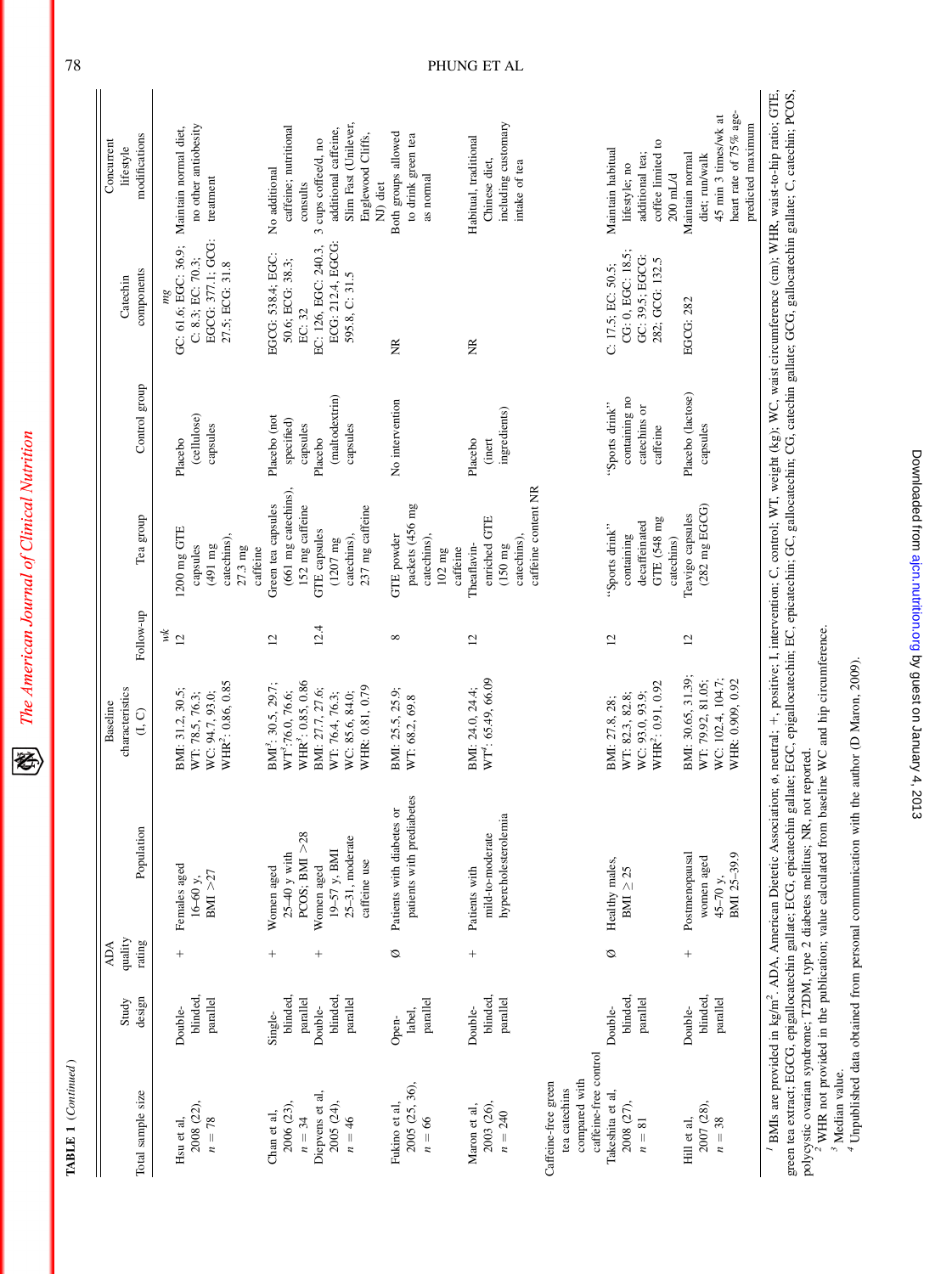**TABLE 1** (*Continued*)

| Total sample size | Study design | ADA quality rating | Population | Baseline characteristics (I, C) | Follow-up | Tea group | Control group | Catechin components | Concurrent lifestyle modifications |
|---|---|---|---|---|---|---|---|---|---|
| | | | | | *wk* | | | *mg* | |
| Hsu et al, 2008 (22), $n = 78$ | Double-blinded, parallel | + | Females aged 16–60 y, BMI >27 | BMI: 31.2, 30.5; WT: 78.5, 76.3; WC: 94.7, 93.0; WHR[2]: 0.86, 0.85 | 12 | 1200 mg GTE capsules (491 mg catechins), 27.3 mg caffeine | Placebo (cellulose) capsules | GC: 61.6; EGC: 36.9; C: 8.3; EC: 70.3; EGCG: 377.1; GCG: 27.5; ECG: 31.8 | Maintain normal diet, no other antiobesity treatment |
| Chan et al, 2006 (23), $n = 34$ | Single-blinded, parallel | + | Women aged 25–40 y with PCOS; BMI >28 | BMI[3]: 30.5, 29.7; WT[3]:76.0, 76.6; WHR[3]: 0.85, 0.86 | 12 | Green tea capsules (661 mg catechins), 152 mg caffeine | Placebo (not specified) capsules | EGCG: 538.4; EGC: 50.6; ECG: 38.3; EC: 32 | No additional caffeine; nutritional consults |
| Diepvens et al, 2005 (24), $n = 46$ | Double-blinded, parallel | + | Women aged 19–57 y, BMI 25–31, moderate caffeine use | BMI: 27.7, 27.6; WT: 76.4, 76.3; WC: 85.6, 84.0; WHR: 0.81, 0.79 | 12.4 | GTE capsules (1207 mg catechins), 237 mg caffeine | Placebo (maltodextrin) capsules | EC: 126, EGC: 240.3, ECG: 212.4, EGCG: 595.8, C: 31.5 | 3 cups coffee/d, no additional caffeine, Slim Fast (Unilever, Englewood Cliffs, NJ) diet |
| Fukino et al, 2005 (25, 36), $n = 66$ | Open-label, parallel | Ø | Patients with diabetes or patients with prediabetes | BMI: 25.5, 25.9; WT: 68.2, 69.8 | 8 | GTE powder packets (456 mg catechins), 102 mg caffeine | No intervention | NR | Both groups allowed to drink green tea as normal |
| Maron et al, 2003 (26), $n = 240$ | Double-blinded, parallel | + | Patients with mild-to-moderate hypercholesterolemia | BMI: 24.0, 24.4; WT[4]: 65.49, 66.09 | 12 | Theaflavin-enriched GTE (150 mg catechins), caffeine content NR | Placebo (inert ingredients) | NR | Habitual, traditional Chinese diet, including customary intake of tea |
| Caffeine-free green tea catechins compared with caffeine-free control | | | | | | | | | |
| Takeshita et al, 2008 (27), $n = 81$ | Double-blinded, parallel | Ø | Healthy males, BMI ≥ 25 | BMI: 27.8, 28; WT: 82.3, 82.8; WC: 93.0, 93.9; WHR[2]: 0.91, 0.92 | 12 | "Sports drink" containing decaffeinated GTE (548 mg catechins) | "Sports drink" containing no catechins or caffeine | C: 17.5; EC: 50.5; CG: 0, EGC: 18.5; GC: 39.5; EGCG: 282; GCG: 132.5 | Maintain habitual lifestyle; no additional tea; coffee limited to 200 mL/d |
| Hill et al, 2007 (28), $n = 38$ | Double-blinded, parallel | + | Postmenopausal women aged 45–70 y, BMI 25–39.9 | BMI: 30.65, 31.39; WT: 79.92, 81.05; WC: 102.4, 104.7; WHR: 0.909, 0.92 | 12 | Teavigo capsules (282 mg EGCG) | Placebo (lactose) capsules | EGCG: 282 | Maintain normal diet; run/walk 45 min 3 times/wk at heart rate of 75% age-predicted maximum |

[1] BMIs are provided in kg/m$^2$. ADA, American Dietetic Association; ø, neutral; +, positive; I, intervention; C, control; WT, weight (kg); WC, waist circumference (cm); WHR, waist-to-hip ratio; GTE, green tea extract; EGCG, epigallocatechin gallate; ECG, epicatechin gallate; EGC, epigallocatechin; EC, epicatechin; GC, gallocatechin; CG, catechin gallate; GCG, gallocatechin gallate; C, catechin; PCOS, polycystic ovarian syndrome; T2DM, type 2 diabetes mellitus; NR, not reported.

[2] WHR not provided in the publication; value calculated from baseline WC and hip circumference.

[3] Median value.

[4] Unpublished data obtained from personal communication with the author (D Maron, 2009).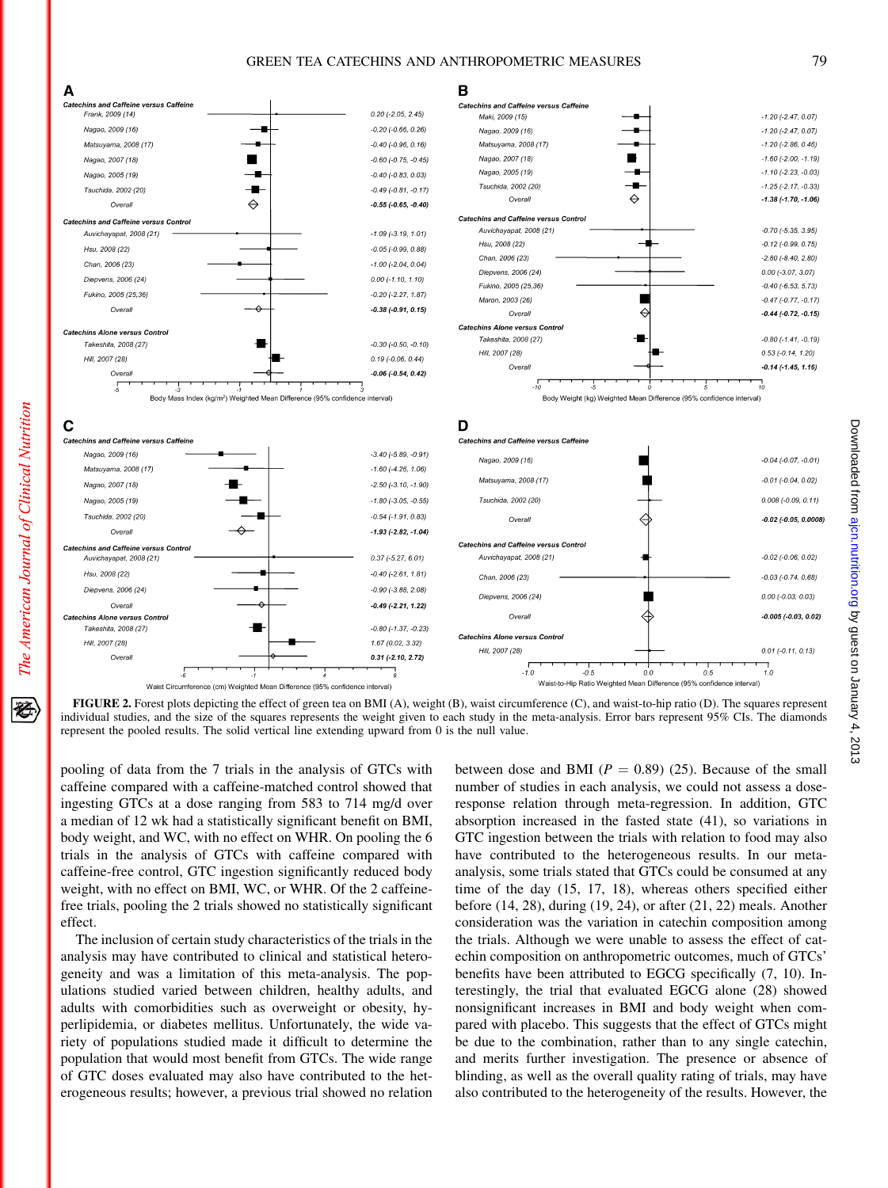**FIGURE 2.** Forest plots depicting the effect of green tea on BMI (A), weight (B), waist circumference (C), and waist-to-hip ratio (D). The squares represent individual studies, and the size of the squares represents the weight given to each study in the meta-analysis. Error bars represent 95% CIs. The diamonds represent the pooled results. The solid vertical line extending upward from 0 is the null value.

pooling of data from the 7 trials in the analysis of GTCs with caffeine compared with a caffeine-matched control showed that ingesting GTCs at a dose ranging from 583 to 714 mg/d over a median of 12 wk had a statistically significant benefit on BMI, body weight, and WC, with no effect on WHR. On pooling the 6 trials in the analysis of GTCs with caffeine compared with caffeine-free control, GTC ingestion significantly reduced body weight, with no effect on BMI, WC, or WHR. Of the 2 caffeine-free trials, pooling the 2 trials showed no statistically significant effect.

The inclusion of certain study characteristics of the trials in the analysis may have contributed to clinical and statistical heterogeneity and was a limitation of this meta-analysis. The populations studied varied between children, healthy adults, and adults with comorbidities such as overweight or obesity, hyperlipidemia, or diabetes mellitus. Unfortunately, the wide variety of populations studied made it difficult to determine the population that would most benefit from GTCs. The wide range of GTC doses evaluated may also have contributed to the heterogeneous results; however, a previous trial showed no relation between dose and BMI ($P = 0.89$) (25). Because of the small number of studies in each analysis, we could not assess a dose-response relation through meta-regression. In addition, GTC absorption increased in the fasted state (41), so variations in GTC ingestion between the trials with relation to food may also have contributed to the heterogeneous results. In our meta-analysis, some trials stated that GTCs could be consumed at any time of the day (15, 17, 18), whereas others specified either before (14, 28), during (19, 24), or after (21, 22) meals. Another consideration was the variation in catechin composition among the trials. Although we were unable to assess the effect of catechin composition on anthropometric outcomes, much of GTCs' benefits have been attributed to EGCG specifically (7, 10). Interestingly, the trial that evaluated EGCG alone (28) showed nonsignificant increases in BMI and body weight when compared with placebo. This suggests that the effect of GTCs might be due to the combination, rather than to any single catechin, and merits further investigation. The presence or absence of blinding, as well as the overall quality rating of trials, may have also contributed to the heterogeneity of the results. However, the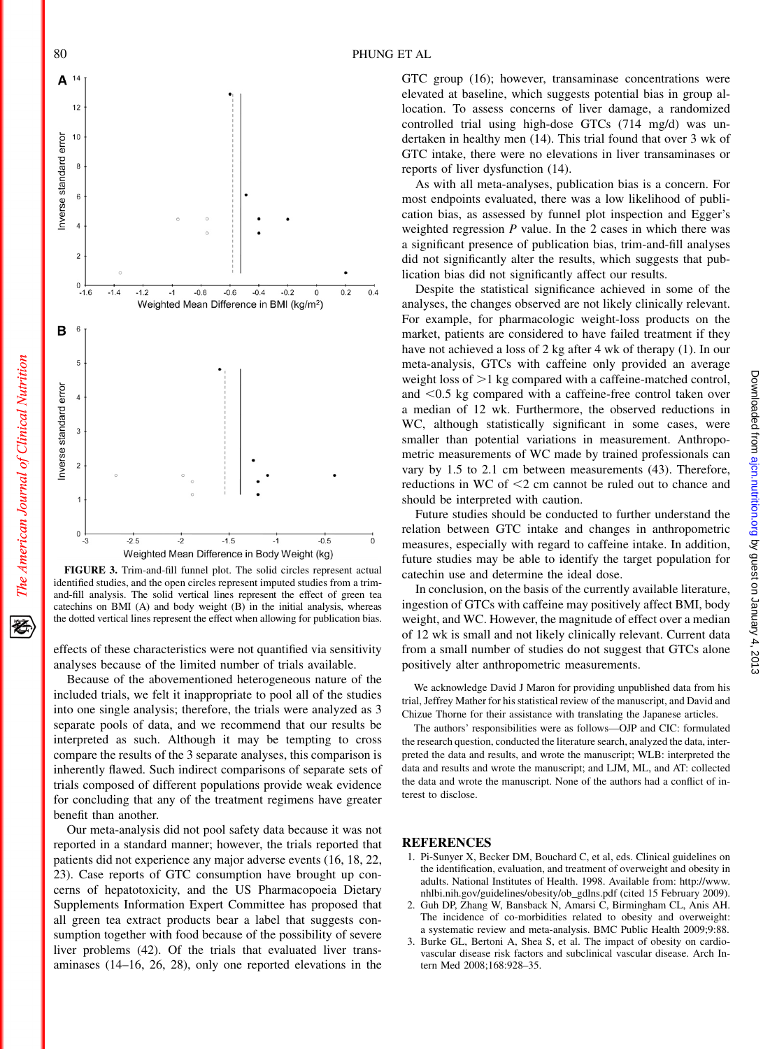FIGURE 3. Trim-and-fill funnel plot. The solid circles represent actual identified studies, and the open circles represent imputed studies from a trim-and-fill analysis. The solid vertical lines represent the effect of green tea catechins on BMI (A) and body weight (B) in the initial analysis, whereas the dotted vertical lines represent the effect when allowing for publication bias.

effects of these characteristics were not quantified via sensitivity analyses because of the limited number of trials available.

Because of the abovementioned heterogeneous nature of the included trials, we felt it inappropriate to pool all of the studies into one single analysis; therefore, the trials were analyzed as 3 separate pools of data, and we recommend that our results be interpreted as such. Although it may be tempting to cross compare the results of the 3 separate analyses, this comparison is inherently flawed. Such indirect comparisons of separate sets of trials composed of different populations provide weak evidence for concluding that any of the treatment regimens have greater benefit than another.

Our meta-analysis did not pool safety data because it was not reported in a standard manner; however, the trials reported that patients did not experience any major adverse events (16, 18, 22, 23). Case reports of GTC consumption have brought up concerns of hepatotoxicity, and the US Pharmacopoeia Dietary Supplements Information Expert Committee has proposed that all green tea extract products bear a label that suggests consumption together with food because of the possibility of severe liver problems (42). Of the trials that evaluated liver transaminases (14–16, 26, 28), only one reported elevations in the GTC group (16); however, transaminase concentrations were elevated at baseline, which suggests potential bias in group allocation. To assess concerns of liver damage, a randomized controlled trial using high-dose GTCs (714 mg/d) was undertaken in healthy men (14). This trial found that over 3 wk of GTC intake, there were no elevations in liver transaminases or reports of liver dysfunction (14).

As with all meta-analyses, publication bias is a concern. For most endpoints evaluated, there was a low likelihood of publication bias, as assessed by funnel plot inspection and Egger's weighted regression *P* value. In the 2 cases in which there was a significant presence of publication bias, trim-and-fill analyses did not significantly alter the results, which suggests that publication bias did not significantly affect our results.

Despite the statistical significance achieved in some of the analyses, the changes observed are not likely clinically relevant. For example, for pharmacologic weight-loss products on the market, patients are considered to have failed treatment if they have not achieved a loss of 2 kg after 4 wk of therapy (1). In our meta-analysis, GTCs with caffeine only provided an average weight loss of >1 kg compared with a caffeine-matched control, and <0.5 kg compared with a caffeine-free control taken over a median of 12 wk. Furthermore, the observed reductions in WC, although statistically significant in some cases, were smaller than potential variations in measurement. Anthropometric measurements of WC made by trained professionals can vary by 1.5 to 2.1 cm between measurements (43). Therefore, reductions in WC of <2 cm cannot be ruled out to chance and should be interpreted with caution.

Future studies should be conducted to further understand the relation between GTC intake and changes in anthropometric measures, especially with regard to caffeine intake. In addition, future studies may be able to identify the target population for catechin use and determine the ideal dose.

In conclusion, on the basis of the currently available literature, ingestion of GTCs with caffeine may positively affect BMI, body weight, and WC. However, the magnitude of effect over a median of 12 wk is small and not likely clinically relevant. Current data from a small number of studies do not suggest that GTCs alone positively alter anthropometric measurements.

We acknowledge David J Maron for providing unpublished data from his trial, Jeffrey Mather for his statistical review of the manuscript, and David and Chizue Thorne for their assistance with translating the Japanese articles.

The authors' responsibilities were as follows—OJP and CIC: formulated the research question, conducted the literature search, analyzed the data, interpreted the data and results, and wrote the manuscript; WLB: interpreted the data and results and wrote the manuscript; and LJM, ML, and AT: collected the data and wrote the manuscript. None of the authors had a conflict of interest to disclose.

## REFERENCES

1. Pi-Sunyer X, Becker DM, Bouchard C, et al, eds. Clinical guidelines on the identification, evaluation, and treatment of overweight and obesity in adults. National Institutes of Health. 1998. Available from: http://www.nhlbi.nih.gov/guidelines/obesity/ob_gdlns.pdf (cited 15 February 2009).
2. Guh DP, Zhang W, Bansback N, Amarsi C, Birmingham CL, Anis AH. The incidence of co-morbidities related to obesity and overweight: a systematic review and meta-analysis. BMC Public Health 2009;9:88.
3. Burke GL, Bertoni A, Shea S, et al. The impact of obesity on cardiovascular disease risk factors and subclinical vascular disease. Arch Intern Med 2008;168:928–35.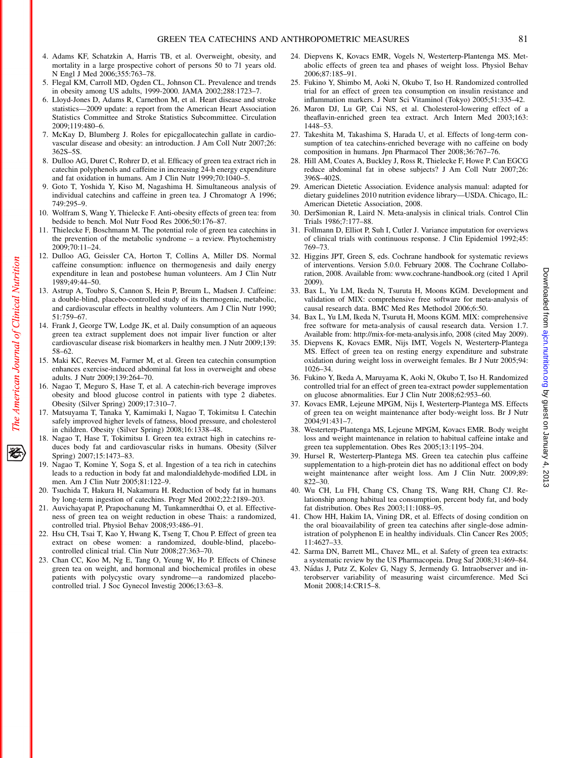4. Adams KF, Schatzkin A, Harris TB, et al. Overweight, obesity, and mortality in a large prospective cohort of persons 50 to 71 years old. N Engl J Med 2006;355:763–78.
5. Flegal KM, Carroll MD, Ogden CL, Johnson CL. Prevalence and trends in obesity among US adults, 1999-2000. JAMA 2002;288:1723–7.
6. Lloyd-Jones D, Adams R, Carnethon M, et al. Heart disease and stroke statistics—2009 update: a report from the American Heart Association Statistics Committee and Stroke Statistics Subcommittee. Circulation 2009;119:480–6.
7. McKay D, Blumberg J. Roles for epigallocatechin gallate in cardiovascular disease and obesity: an introduction. J Am Coll Nutr 2007;26: 362S–5S.
8. Dulloo AG, Duret C, Rohrer D, et al. Efficacy of green tea extract rich in catechin polyphenols and caffeine in increasing 24-h energy expenditure and fat oxidation in humans. Am J Clin Nutr 1999;70:1040–5.
9. Goto T, Yoshida Y, Kiso M, Nagashima H. Simultaneous analysis of individual catechins and caffeine in green tea. J Chromatogr A 1996; 749:295–9.
10. Wolfram S, Wang Y, Thielecke F. Anti-obesity effects of green tea: from bedside to bench. Mol Nutr Food Res 2006;50:176–87.
11. Thielecke F, Boschmann M. The potential role of green tea catechins in the prevention of the metabolic syndrome – a review. Phytochemistry 2009;70:11–24.
12. Dulloo AG, Geissler CA, Horton T, Collins A, Miller DS. Normal caffeine consumption: influence on thermogenesis and daily energy expenditure in lean and postobese human volunteers. Am J Clin Nutr 1989;49:44–50.
13. Astrup A, Toubro S, Cannon S, Hein P, Breum L, Madsen J. Caffeine: a double-blind, placebo-controlled study of its thermogenic, metabolic, and cardiovascular effects in healthy volunteers. Am J Clin Nutr 1990; 51:759–67.
14. Frank J, George TW, Lodge JK, et al. Daily consumption of an aqueous green tea extract supplement does not impair liver function or alter cardiovascular disease risk biomarkers in healthy men. J Nutr 2009;139: 58–62.
15. Maki KC, Reeves M, Farmer M, et al. Green tea catechin consumption enhances exercise-induced abdominal fat loss in overweight and obese adults. J Nutr 2009;139:264–70.
16. Nagao T, Meguro S, Hase T, et al. A catechin-rich beverage improves obesity and blood glucose control in patients with type 2 diabetes. Obesity (Silver Spring) 2009;17:310–7.
17. Matsuyama T, Tanaka Y, Kamimaki I, Nagao T, Tokimitsu I. Catechin safely improved higher levels of fatness, blood pressure, and cholesterol in children. Obesity (Silver Spring) 2008;16:1338–48.
18. Nagao T, Hase T, Tokimitsu I. Green tea extract high in catechins reduces body fat and cardiovascular risks in humans. Obesity (Silver Spring) 2007;15:1473–83.
19. Nagao T, Komine Y, Soga S, et al. Ingestion of a tea rich in catechins leads to a reduction in body fat and malondialdehyde-modified LDL in men. Am J Clin Nutr 2005;81:122–9.
20. Tsuchida T, Hakura H, Nakamura H. Reduction of body fat in humans by long-term ingestion of catechins. Progr Med 2002;22:2189–203.
21. Auvichayapat P, Prapochanung M, Tunkamnerdthai O, et al. Effectiveness of green tea on weight reduction in obese Thais: a randomized, controlled trial. Physiol Behav 2008;93:486–91.
22. Hsu CH, Tsai T, Kao Y, Hwang K, Tseng T, Chou P. Effect of green tea extract on obese women: a randomized, double-blind, placebo-controlled clinical trial. Clin Nutr 2008;27:363–70.
23. Chan CC, Koo M, Ng E, Tang O, Yeung W, Ho P. Effects of Chinese green tea on weight, and hormonal and biochemical profiles in obese patients with polycystic ovary syndrome—a randomized placebo-controlled trial. J Soc Gynecol Investig 2006;13:63–8.
24. Diepvens K, Kovacs EMR, Vogels N, Westerterp-Plantenga MS. Metabolic effects of green tea and phases of weight loss. Physiol Behav 2006;87:185–91.
25. Fukino Y, Shimbo M, Aoki N, Okubo T, Iso H. Randomized controlled trial for an effect of green tea consumption on insulin resistance and inflammation markers. J Nutr Sci Vitaminol (Tokyo) 2005;51:335–42.
26. Maron DJ, Lu GP, Cai NS, et al. Cholesterol-lowering effect of a theaflavin-enriched green tea extract. Arch Intern Med 2003;163: 1448–53.
27. Takeshita M, Takashima S, Harada U, et al. Effects of long-term consumption of tea catechins-enriched beverage with no caffeine on body composition in humans. Jpn Pharmacol Ther 2008;36:767–76.
28. Hill AM, Coates A, Buckley J, Ross R, Thielecke F, Howe P. Can EGCG reduce abdominal fat in obese subjects? J Am Coll Nutr 2007;26: 396S–402S.
29. American Dietetic Association. Evidence analysis manual: adapted for dietary guidelines 2010 nutrition evidence library—USDA. Chicago, IL: American Dietetic Association, 2008.
30. DerSimonian R, Laird N. Meta-analysis in clinical trials. Control Clin Trials 1986;7:177–88.
31. Follmann D, Elliot P, Suh I, Cutler J. Variance imputation for overviews of clinical trials with continuous response. J Clin Epidemiol 1992;45: 769–73.
32. Higgins JPT, Green S, eds. Cochrane handbook for systematic reviews of interventions. Version 5.0.0. February 2008. The Cochrane Collaboration, 2008. Available from: www.cochrane-handbook.org (cited 1 April 2009).
33. Bax L, Yu LM, Ikeda N, Tsuruta H, Moons KGM. Development and validation of MIX: comprehensive free software for meta-analysis of causal research data. BMC Med Res Methodol 2006;6:50.
34. Bax L, Yu LM, Ikeda N, Tsuruta H, Moons KGM. MIX: comprehensive free software for meta-analysis of causal research data. Version 1.7. Available from: http://mix-for-meta-analysis.info, 2008 (cited May 2009).
35. Diepvens K, Kovacs EMR, Nijs IMT, Vogels N, Westerterp-Plantenga MS. Effect of green tea on resting energy expenditure and substrate oxidation during weight loss in overweight females. Br J Nutr 2005;94: 1026–34.
36. Fukino Y, Ikeda A, Maruyama K, Aoki N, Okubo T, Iso H. Randomized controlled trial for an effect of green tea-extract powder supplementation on glucose abnormalities. Eur J Clin Nutr 2008;62:953–60.
37. Kovacs EMR, Lejeune MPGM, Nijs I, Westerterp-Plantega MS. Effects of green tea on weight maintenance after body-weight loss. Br J Nutr 2004;91:431–7.
38. Westerterp-Plantenga MS, Lejeune MPGM, Kovacs EMR. Body weight loss and weight maintenance in relation to habitual caffeine intake and green tea supplementation. Obes Res 2005;13:1195–204.
39. Hursel R, Westerterp-Plantega MS. Green tea catechin plus caffeine supplementation to a high-protein diet has no additional effect on body weight maintenance after weight loss. Am J Clin Nutr. 2009;89: 822–30.
40. Wu CH, Lu FH, Chang CS, Chang TS, Wang RH, Chang CJ. Relationship among habitual tea consumption, percent body fat, and body fat distribution. Obes Res 2003;11:1088–95.
41. Chow HH, Hakim IA, Vining DR, et al. Effects of dosing condition on the oral bioavailability of green tea catechins after single-dose administration of polyphenon E in healthy individuals. Clin Cancer Res 2005; 11:4627–33.
42. Sarma DN, Barrett ML, Chavez ML, et al. Safety of green tea extracts: a systematic review by the US Pharmacopeia. Drug Saf 2008;31:469–84.
43. Nádas J, Putz Z, Kolev G, Nagy S, Jermendy G. Intraobserver and interobserver variability of measuring waist circumference. Med Sci Monit 2008;14:CR15–8.